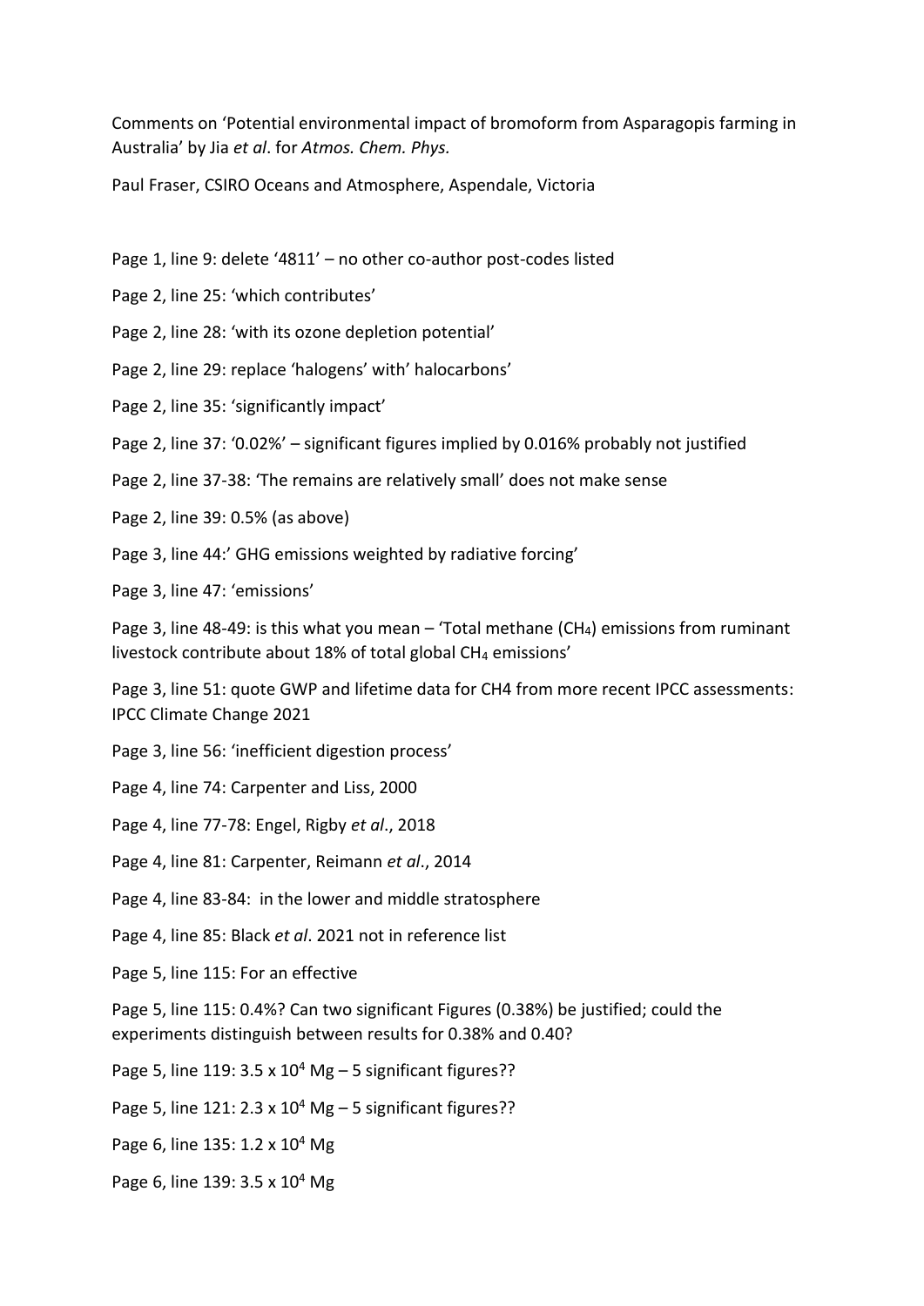Comments on 'Potential environmental impact of bromoform from Asparagopis farming in Australia' by Jia *et al*. for *Atmos. Chem. Phys.*

Paul Fraser, CSIRO Oceans and Atmosphere, Aspendale, Victoria

Page 1, line 9: delete '4811' – no other co-author post-codes listed

Page 2, line 25: 'which contributes'

Page 2, line 28: 'with its ozone depletion potential'

Page 2, line 29: replace 'halogens' with' halocarbons'

Page 2, line 35: 'significantly impact'

Page 2, line 37: '0.02%' – significant figures implied by 0.016% probably not justified

Page 2, line 37-38: 'The remains are relatively small' does not make sense

Page 2, line 39: 0.5% (as above)

Page 3, line 44:' GHG emissions weighted by radiative forcing'

Page 3, line 47: 'emissions'

Page 3, line 48-49: is this what you mean – 'Total methane ($CH_4$) emissions from ruminant livestock contribute about 18% of total global $CH_4$ emissions'

Page 3, line 51: quote GWP and lifetime data for CH4 from more recent IPCC assessments: IPCC Climate Change 2021

Page 3, line 56: 'inefficient digestion process'

Page 4, line 74: Carpenter and Liss, 2000

Page 4, line 77-78: Engel, Rigby *et al*., 2018

Page 4, line 81: Carpenter, Reimann *et al*., 2014

Page 4, line 83-84: in the lower and middle stratosphere

Page 4, line 85: Black *et al*. 2021 not in reference list

Page 5, line 115: For an effective

Page 5, line 115: 0.4%? Can two significant Figures (0.38%) be justified; could the experiments distinguish between results for 0.38% and 0.40?

Page 5, line 119: $3.5 \times 10^4$ Mg – 5 significant figures??

Page 5, line 121: $2.3 \times 10^4$ Mg – 5 significant figures??

Page 6, line 135: $1.2 \times 10^4$ Mg

Page 6, line 139: $3.5 \times 10^4$ Mg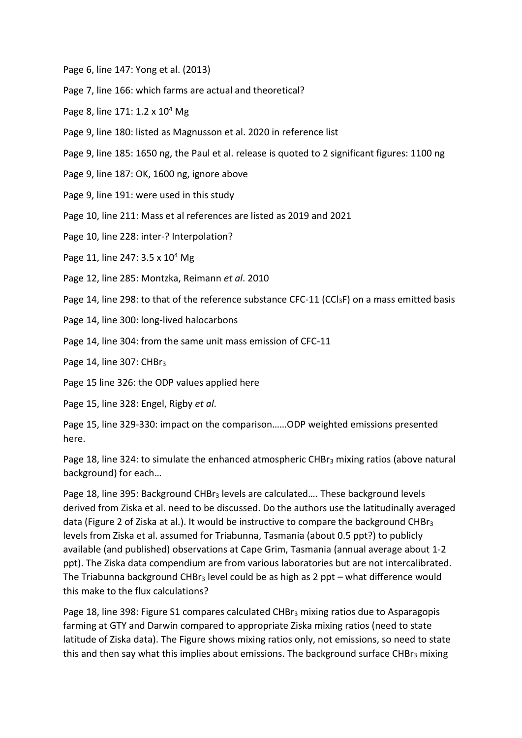Page 6, line 147: Yong et al. (2013)

Page 7, line 166: which farms are actual and theoretical?

Page 8, line 171: 1.2 x $10^4$ Mg

Page 9, line 180: listed as Magnusson et al. 2020 in reference list

Page 9, line 185: 1650 ng, the Paul et al. release is quoted to 2 significant figures: 1100 ng

Page 9, line 187: OK, 1600 ng, ignore above

Page 9, line 191: were used in this study

Page 10, line 211: Mass et al references are listed as 2019 and 2021

Page 10, line 228: inter-? Interpolation?

Page 11, line 247: 3.5 x $10^4$ Mg

Page 12, line 285: Montzka, Reimann *et al*. 2010

Page 14, line 298: to that of the reference substance CFC-11 ($CCl_3F$) on a mass emitted basis

Page 14, line 300: long-lived halocarbons

Page 14, line 304: from the same unit mass emission of CFC-11

Page 14, line 307: $CHBr_3$

Page 15 line 326: the ODP values applied here

Page 15, line 328: Engel, Rigby *et al*.

Page 15, line 329-330: impact on the comparison……ODP weighted emissions presented here.

Page 18, line 324: to simulate the enhanced atmospheric $CHBr_3$ mixing ratios (above natural background) for each…

Page 18, line 395: Background $CHBr_3$ levels are calculated…. These background levels derived from Ziska et al. need to be discussed. Do the authors use the latitudinally averaged data (Figure 2 of Ziska at al.). It would be instructive to compare the background $CHBr_3$ levels from Ziska et al. assumed for Triabunna, Tasmania (about 0.5 ppt?) to publicly available (and published) observations at Cape Grim, Tasmania (annual average about 1-2 ppt). The Ziska data compendium are from various laboratories but are not intercalibrated. The Triabunna background $CHBr_3$ level could be as high as 2 ppt – what difference would this make to the flux calculations?

Page 18, line 398: Figure S1 compares calculated $CHBr_3$ mixing ratios due to Asparagopis farming at GTY and Darwin compared to appropriate Ziska mixing ratios (need to state latitude of Ziska data). The Figure shows mixing ratios only, not emissions, so need to state this and then say what this implies about emissions. The background surface $CHBr_3$ mixing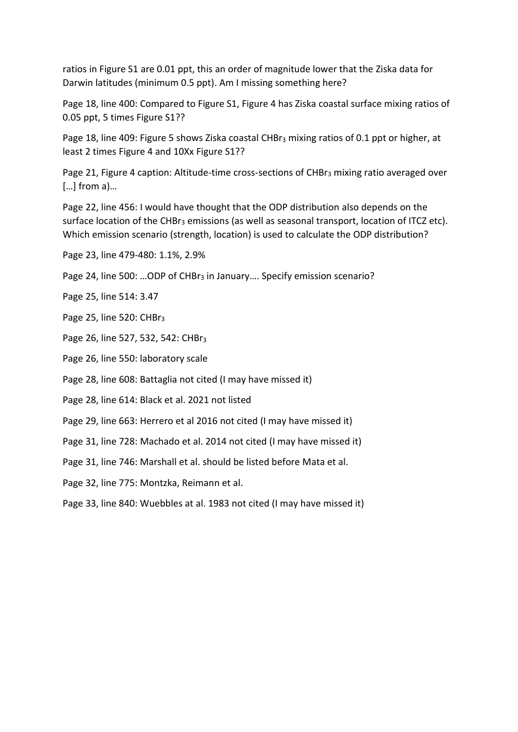ratios in Figure S1 are 0.01 ppt, this an order of magnitude lower that the Ziska data for Darwin latitudes (minimum 0.5 ppt). Am I missing something here?

Page 18, line 400: Compared to Figure S1, Figure 4 has Ziska coastal surface mixing ratios of 0.05 ppt, 5 times Figure S1??

Page 18, line 409: Figure 5 shows Ziska coastal $CHBr_3$ mixing ratios of 0.1 ppt or higher, at least 2 times Figure 4 and 10Xx Figure S1??

Page 21, Figure 4 caption: Altitude-time cross-sections of $CHBr_3$ mixing ratio averaged over [...] from a)...

Page 22, line 456: I would have thought that the ODP distribution also depends on the surface location of the $CHBr_3$ emissions (as well as seasonal transport, location of ITCZ etc). Which emission scenario (strength, location) is used to calculate the ODP distribution?

Page 23, line 479-480: 1.1%, 2.9%

Page 24, line 500: ...ODP of $CHBr_3$ in January.... Specify emission scenario?

Page 25, line 514: 3.47

Page 25, line 520: $CHBr_3$

Page 26, line 527, 532, 542: $CHBr_3$

Page 26, line 550: laboratory scale

Page 28, line 608: Battaglia not cited (I may have missed it)

Page 28, line 614: Black et al. 2021 not listed

Page 29, line 663: Herrero et al 2016 not cited (I may have missed it)

Page 31, line 728: Machado et al. 2014 not cited (I may have missed it)

Page 31, line 746: Marshall et al. should be listed before Mata et al.

Page 32, line 775: Montzka, Reimann et al.

Page 33, line 840: Wuebbles at al. 1983 not cited (I may have missed it)